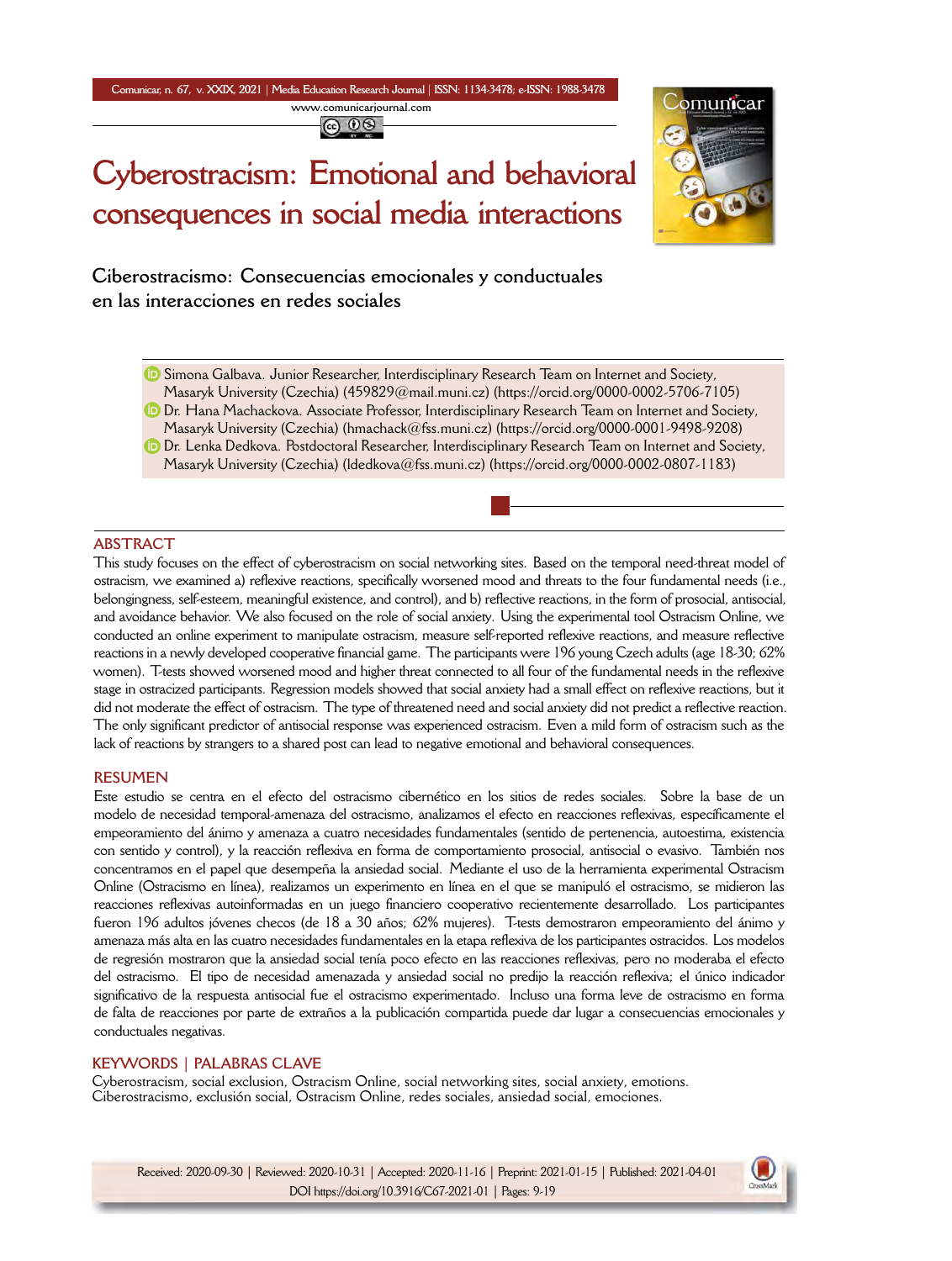# Cyberostracism: Emotional and behavioral consequences in social media interactions

## Ciberostracismo: Consecuencias emocionales y conductuales en las interacciones en redes sociales

Simona Galbava. Junior Researcher, Interdisciplinary Research Team on Internet and Society, Masaryk University (Czechia) (459829@mail.muni.cz) (https://orcid.org/0000-0002-5706-7105)

Dr. Hana Machackova. Associate Professor, Interdisciplinary Research Team on Internet and Society, Masaryk University (Czechia) (hmachack@fss.muni.cz) (https://orcid.org/0000-0001-9498-9208)

Dr. Lenka Dedkova. Postdoctoral Researcher, Interdisciplinary Research Team on Internet and Society, Masaryk University (Czechia) (ldedkova@fss.muni.cz) (https://orcid.org/0000-0002-0807-1183)

### ABSTRACT

This study focuses on the effect of cyberostracism on social networking sites. Based on the temporal need-threat model of ostracism, we examined a) reflexive reactions, specifically worsened mood and threats to the four fundamental needs (i.e., belongingness, self-esteem, meaningful existence, and control), and b) reflective reactions, in the form of prosocial, antisocial, and avoidance behavior. We also focused on the role of social anxiety. Using the experimental tool Ostracism Online, we conducted an online experiment to manipulate ostracism, measure self-reported reflexive reactions, and measure reflective reactions in a newly developed cooperative financial game. The participants were 196 young Czech adults (age 18-30; 62% women). T-tests showed worsened mood and higher threat connected to all four of the fundamental needs in the reflexive stage in ostracized participants. Regression models showed that social anxiety had a small effect on reflexive reactions, but it did not moderate the effect of ostracism. The type of threatened need and social anxiety did not predict a reflective reaction. The only significant predictor of antisocial response was experienced ostracism. Even a mild form of ostracism such as the lack of reactions by strangers to a shared post can lead to negative emotional and behavioral consequences.

### RESUMEN

Este estudio se centra en el efecto del ostracismo cibernético en los sitios de redes sociales. Sobre la base de un modelo de necesidad temporal-amenaza del ostracismo, analizamos el efecto en reacciones reflexivas, específicamente el empeoramiento del ánimo y amenaza a cuatro necesidades fundamentales (sentido de pertenencia, autoestima, existencia con sentido y control), y la reacción reflexiva en forma de comportamiento prosocial, antisocial o evasivo. También nos concentramos en el papel que desempeña la ansiedad social. Mediante el uso de la herramienta experimental Ostracism Online (Ostracismo en línea), realizamos un experimento en línea en el que se manipuló el ostracismo, se midieron las reacciones reflexivas autoinformadas en un juego financiero cooperativo recientemente desarrollado. Los participantes fueron 196 adultos jóvenes checos (de 18 a 30 años; 62% mujeres). T-tests demostraron empeoramiento del ánimo y amenaza más alta en las cuatro necesidades fundamentales en la etapa reflexiva de los participantes ostracidos. Los modelos de regresión mostraron que la ansiedad social tenía poco efecto en las reacciones reflexivas, pero no moderaba el efecto del ostracismo. El tipo de necesidad amenazada y ansiedad social no predijo la reacción reflexiva; el único indicador significativo de la respuesta antisocial fue el ostracismo experimentado. Incluso una forma leve de ostracismo en forma de falta de reacciones por parte de extraños a la publicación compartida puede dar lugar a consecuencias emocionales y conductuales negativas.

### KEYWORDS | PALABRAS CLAVE

Cyberostracism, social exclusion, Ostracism Online, social networking sites, social anxiety, emotions.
Ciberostracismo, exclusión social, Ostracism Online, redes sociales, ansiedad social, emociones.

Received: 2020-09-30 | Reviewed: 2020-10-31 | Accepted: 2020-11-16 | Preprint: 2021-01-15 | Published: 2021-04-01
DOI https://doi.org/10.3916/C67-2021-01 | Pages: 9-19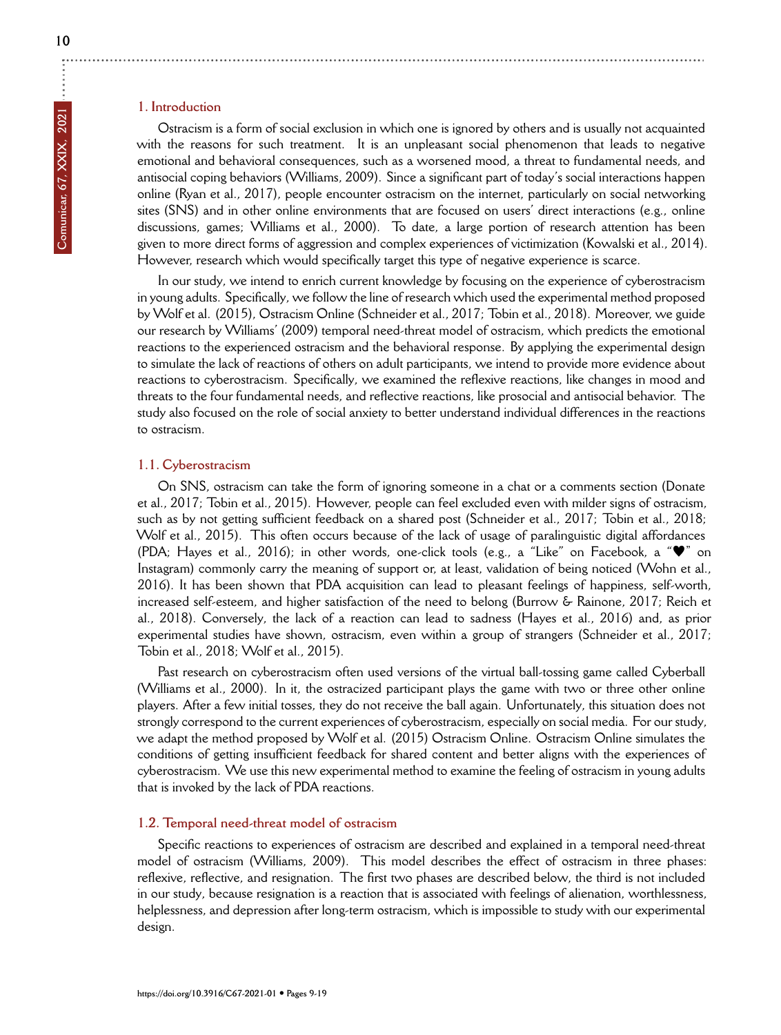## 1. Introduction

Ostracism is a form of social exclusion in which one is ignored by others and is usually not acquainted with the reasons for such treatment. It is an unpleasant social phenomenon that leads to negative emotional and behavioral consequences, such as a worsened mood, a threat to fundamental needs, and antisocial coping behaviors (Williams, 2009). Since a significant part of today's social interactions happen online (Ryan et al., 2017), people encounter ostracism on the internet, particularly on social networking sites (SNS) and in other online environments that are focused on users' direct interactions (e.g., online discussions, games; Williams et al., 2000). To date, a large portion of research attention has been given to more direct forms of aggression and complex experiences of victimization (Kowalski et al., 2014). However, research which would specifically target this type of negative experience is scarce.

In our study, we intend to enrich current knowledge by focusing on the experience of cyberostracism in young adults. Specifically, we follow the line of research which used the experimental method proposed by Wolf et al. (2015), Ostracism Online (Schneider et al., 2017; Tobin et al., 2018). Moreover, we guide our research by Williams' (2009) temporal need-threat model of ostracism, which predicts the emotional reactions to the experienced ostracism and the behavioral response. By applying the experimental design to simulate the lack of reactions of others on adult participants, we intend to provide more evidence about reactions to cyberostracism. Specifically, we examined the reflexive reactions, like changes in mood and threats to the four fundamental needs, and reflective reactions, like prosocial and antisocial behavior. The study also focused on the role of social anxiety to better understand individual differences in the reactions to ostracism.

### 1.1. Cyberostracism

On SNS, ostracism can take the form of ignoring someone in a chat or a comments section (Donate et al., 2017; Tobin et al., 2015). However, people can feel excluded even with milder signs of ostracism, such as by not getting sufficient feedback on a shared post (Schneider et al., 2017; Tobin et al., 2018; Wolf et al., 2015). This often occurs because of the lack of usage of paralinguistic digital affordances (PDA; Hayes et al., 2016); in other words, one-click tools (e.g., a "Like" on Facebook, a "♥" on Instagram) commonly carry the meaning of support or, at least, validation of being noticed (Wohn et al., 2016). It has been shown that PDA acquisition can lead to pleasant feelings of happiness, self-worth, increased self-esteem, and higher satisfaction of the need to belong (Burrow & Rainone, 2017; Reich et al., 2018). Conversely, the lack of a reaction can lead to sadness (Hayes et al., 2016) and, as prior experimental studies have shown, ostracism, even within a group of strangers (Schneider et al., 2017; Tobin et al., 2018; Wolf et al., 2015).

Past research on cyberostracism often used versions of the virtual ball-tossing game called Cyberball (Williams et al., 2000). In it, the ostracized participant plays the game with two or three other online players. After a few initial tosses, they do not receive the ball again. Unfortunately, this situation does not strongly correspond to the current experiences of cyberostracism, especially on social media. For our study, we adapt the method proposed by Wolf et al. (2015) Ostracism Online. Ostracism Online simulates the conditions of getting insufficient feedback for shared content and better aligns with the experiences of cyberostracism. We use this new experimental method to examine the feeling of ostracism in young adults that is invoked by the lack of PDA reactions.

### 1.2. Temporal need-threat model of ostracism

Specific reactions to experiences of ostracism are described and explained in a temporal need-threat model of ostracism (Williams, 2009). This model describes the effect of ostracism in three phases: reflexive, reflective, and resignation. The first two phases are described below, the third is not included in our study, because resignation is a reaction that is associated with feelings of alienation, worthlessness, helplessness, and depression after long-term ostracism, which is impossible to study with our experimental design.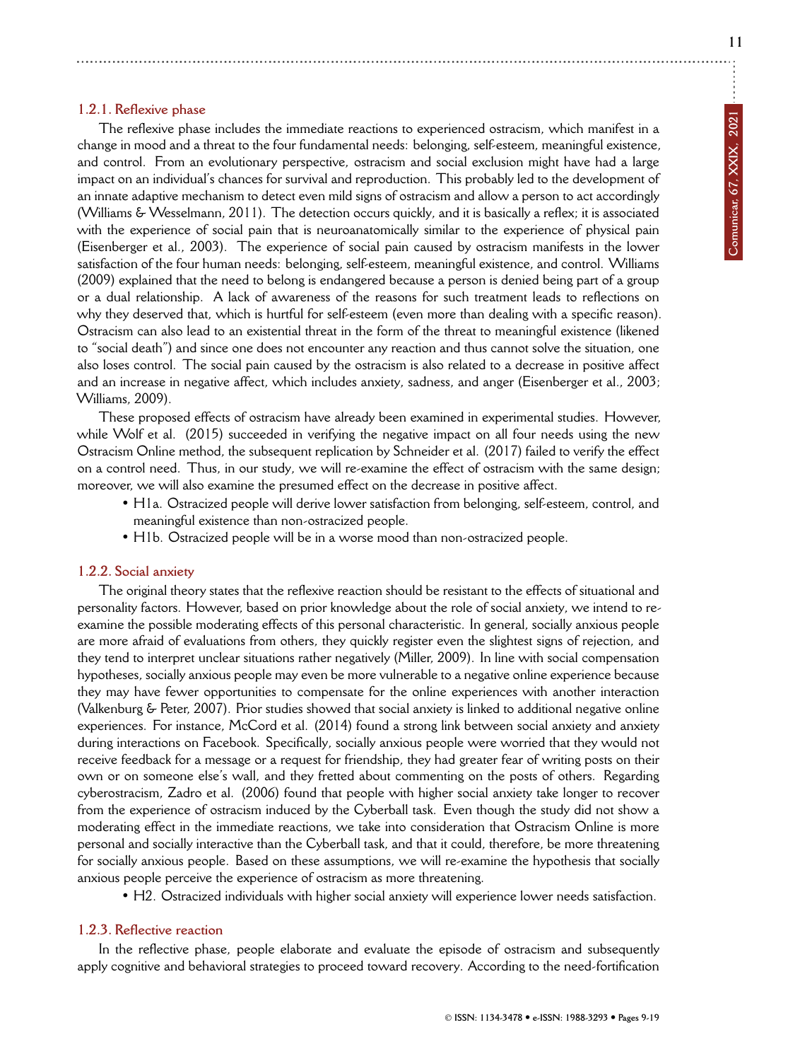### 1.2.1. Reflexive phase

The reflexive phase includes the immediate reactions to experienced ostracism, which manifest in a change in mood and a threat to the four fundamental needs: belonging, self-esteem, meaningful existence, and control. From an evolutionary perspective, ostracism and social exclusion might have had a large impact on an individual's chances for survival and reproduction. This probably led to the development of an innate adaptive mechanism to detect even mild signs of ostracism and allow a person to act accordingly (Williams & Wesselmann, 2011). The detection occurs quickly, and it is basically a reflex; it is associated with the experience of social pain that is neuroanatomically similar to the experience of physical pain (Eisenberger et al., 2003). The experience of social pain caused by ostracism manifests in the lower satisfaction of the four human needs: belonging, self-esteem, meaningful existence, and control. Williams (2009) explained that the need to belong is endangered because a person is denied being part of a group or a dual relationship. A lack of awareness of the reasons for such treatment leads to reflections on why they deserved that, which is hurtful for self-esteem (even more than dealing with a specific reason). Ostracism can also lead to an existential threat in the form of the threat to meaningful existence (likened to "social death") and since one does not encounter any reaction and thus cannot solve the situation, one also loses control. The social pain caused by the ostracism is also related to a decrease in positive affect and an increase in negative affect, which includes anxiety, sadness, and anger (Eisenberger et al., 2003; Williams, 2009).

These proposed effects of ostracism have already been examined in experimental studies. However, while Wolf et al. (2015) succeeded in verifying the negative impact on all four needs using the new Ostracism Online method, the subsequent replication by Schneider et al. (2017) failed to verify the effect on a control need. Thus, in our study, we will re-examine the effect of ostracism with the same design; moreover, we will also examine the presumed effect on the decrease in positive affect.

- H1a. Ostracized people will derive lower satisfaction from belonging, self-esteem, control, and meaningful existence than non-ostracized people.
- H1b. Ostracized people will be in a worse mood than non-ostracized people.

### 1.2.2. Social anxiety

The original theory states that the reflexive reaction should be resistant to the effects of situational and personality factors. However, based on prior knowledge about the role of social anxiety, we intend to re-examine the possible moderating effects of this personal characteristic. In general, socially anxious people are more afraid of evaluations from others, they quickly register even the slightest signs of rejection, and they tend to interpret unclear situations rather negatively (Miller, 2009). In line with social compensation hypotheses, socially anxious people may even be more vulnerable to a negative online experience because they may have fewer opportunities to compensate for the online experiences with another interaction (Valkenburg & Peter, 2007). Prior studies showed that social anxiety is linked to additional negative online experiences. For instance, McCord et al. (2014) found a strong link between social anxiety and anxiety during interactions on Facebook. Specifically, socially anxious people were worried that they would not receive feedback for a message or a request for friendship, they had greater fear of writing posts on their own or on someone else's wall, and they fretted about commenting on the posts of others. Regarding cyberostracism, Zadro et al. (2006) found that people with higher social anxiety take longer to recover from the experience of ostracism induced by the Cyberball task. Even though the study did not show a moderating effect in the immediate reactions, we take into consideration that Ostracism Online is more personal and socially interactive than the Cyberball task, and that it could, therefore, be more threatening for socially anxious people. Based on these assumptions, we will re-examine the hypothesis that socially anxious people perceive the experience of ostracism as more threatening.

- H2. Ostracized individuals with higher social anxiety will experience lower needs satisfaction.

### 1.2.3. Reflective reaction

In the reflective phase, people elaborate and evaluate the episode of ostracism and subsequently apply cognitive and behavioral strategies to proceed toward recovery. According to the need-fortification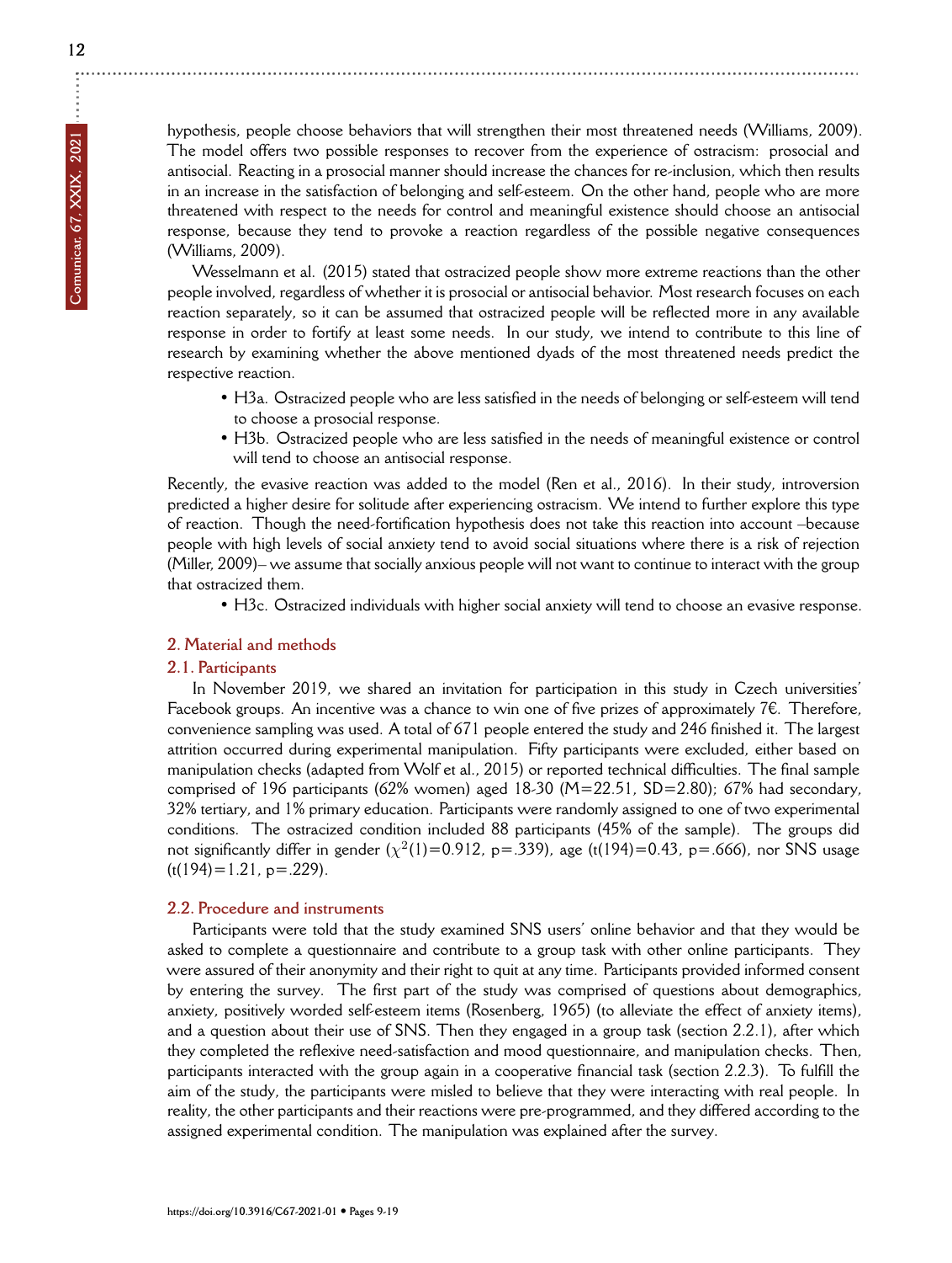hypothesis, people choose behaviors that will strengthen their most threatened needs (Williams, 2009). The model offers two possible responses to recover from the experience of ostracism: prosocial and antisocial. Reacting in a prosocial manner should increase the chances for re-inclusion, which then results in an increase in the satisfaction of belonging and self-esteem. On the other hand, people who are more threatened with respect to the needs for control and meaningful existence should choose an antisocial response, because they tend to provoke a reaction regardless of the possible negative consequences (Williams, 2009).

Wesselmann et al. (2015) stated that ostracized people show more extreme reactions than the other people involved, regardless of whether it is prosocial or antisocial behavior. Most research focuses on each reaction separately, so it can be assumed that ostracized people will be reflected more in any available response in order to fortify at least some needs. In our study, we intend to contribute to this line of research by examining whether the above mentioned dyads of the most threatened needs predict the respective reaction.

- H3a. Ostracized people who are less satisfied in the needs of belonging or self-esteem will tend to choose a prosocial response.
- H3b. Ostracized people who are less satisfied in the needs of meaningful existence or control will tend to choose an antisocial response.

Recently, the evasive reaction was added to the model (Ren et al., 2016). In their study, introversion predicted a higher desire for solitude after experiencing ostracism. We intend to further explore this type of reaction. Though the need-fortification hypothesis does not take this reaction into account –because people with high levels of social anxiety tend to avoid social situations where there is a risk of rejection (Miller, 2009)– we assume that socially anxious people will not want to continue to interact with the group that ostracized them.

- H3c. Ostracized individuals with higher social anxiety will tend to choose an evasive response.

## 2. Material and methods

### 2.1. Participants

In November 2019, we shared an invitation for participation in this study in Czech universities' Facebook groups. An incentive was a chance to win one of five prizes of approximately 7€. Therefore, convenience sampling was used. A total of 671 people entered the study and 246 finished it. The largest attrition occurred during experimental manipulation. Fifty participants were excluded, either based on manipulation checks (adapted from Wolf et al., 2015) or reported technical difficulties. The final sample comprised of 196 participants (62% women) aged 18-30 (M=22.51, SD=2.80); 67% had secondary, 32% tertiary, and 1% primary education. Participants were randomly assigned to one of two experimental conditions. The ostracized condition included 88 participants (45% of the sample). The groups did not significantly differ in gender ($\chi^2(1)=0.912$, $p=.339$), age ($t(194)=0.43$, $p=.666$), nor SNS usage ($t(194)=1.21$, $p=.229$).

### 2.2. Procedure and instruments

Participants were told that the study examined SNS users' online behavior and that they would be asked to complete a questionnaire and contribute to a group task with other online participants. They were assured of their anonymity and their right to quit at any time. Participants provided informed consent by entering the survey. The first part of the study was comprised of questions about demographics, anxiety, positively worded self-esteem items (Rosenberg, 1965) (to alleviate the effect of anxiety items), and a question about their use of SNS. Then they engaged in a group task (section 2.2.1), after which they completed the reflexive need-satisfaction and mood questionnaire, and manipulation checks. Then, participants interacted with the group again in a cooperative financial task (section 2.2.3). To fulfill the aim of the study, the participants were misled to believe that they were interacting with real people. In reality, the other participants and their reactions were pre-programmed, and they differed according to the assigned experimental condition. The manipulation was explained after the survey.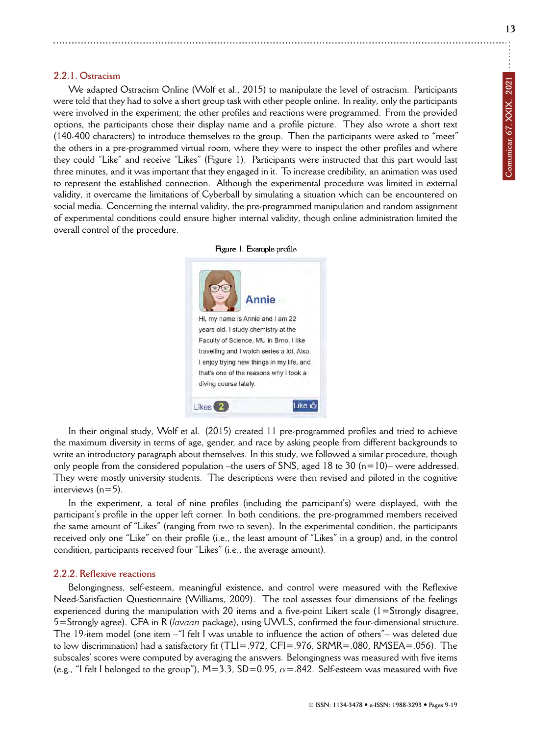### 2.2.1. Ostracism

We adapted Ostracism Online (Wolf et al., 2015) to manipulate the level of ostracism. Participants were told that they had to solve a short group task with other people online. In reality, only the participants were involved in the experiment; the other profiles and reactions were programmed. From the provided options, the participants chose their display name and a profile picture. They also wrote a short text (140-400 characters) to introduce themselves to the group. Then the participants were asked to "meet" the others in a pre-programmed virtual room, where they were to inspect the other profiles and where they could "Like" and receive "Likes" (Figure 1). Participants were instructed that this part would last three minutes, and it was important that they engaged in it. To increase credibility, an animation was used to represent the established connection. Although the experimental procedure was limited in external validity, it overcame the limitations of Cyberball by simulating a situation which can be encountered on social media. Concerning the internal validity, the pre-programmed manipulation and random assignment of experimental conditions could ensure higher internal validity, though online administration limited the overall control of the procedure.

Figure 1. Example profile

In their original study, Wolf et al. (2015) created 11 pre-programmed profiles and tried to achieve the maximum diversity in terms of age, gender, and race by asking people from different backgrounds to write an introductory paragraph about themselves. In this study, we followed a similar procedure, though only people from the considered population –the users of SNS, aged 18 to 30 (n=10)– were addressed. They were mostly university students. The descriptions were then revised and piloted in the cognitive interviews (n=5).

In the experiment, a total of nine profiles (including the participant's) were displayed, with the participant's profile in the upper left corner. In both conditions, the pre-programmed members received the same amount of "Likes" (ranging from two to seven). In the experimental condition, the participants received only one "Like" on their profile (i.e., the least amount of "Likes" in a group) and, in the control condition, participants received four "Likes" (i.e., the average amount).

### 2.2.2. Reflexive reactions

Belongingness, self-esteem, meaningful existence, and control were measured with the Reflexive Need-Satisfaction Questionnaire (Williams, 2009). The tool assesses four dimensions of the feelings experienced during the manipulation with 20 items and a five-point Likert scale (1=Strongly disagree, 5=Strongly agree). CFA in R (*lavaan* package), using UWLS, confirmed the four-dimensional structure. The 19-item model (one item –"I felt I was unable to influence the action of others"– was deleted due to low discrimination) had a satisfactory fit (TLI=.972, CFI=.976, SRMR=.080, RMSEA=.056). The subscales' scores were computed by averaging the answers. Belongingness was measured with five items (e.g., "I felt I belonged to the group"), M=3.3, SD=0.95, $\alpha$=.842. Self-esteem was measured with five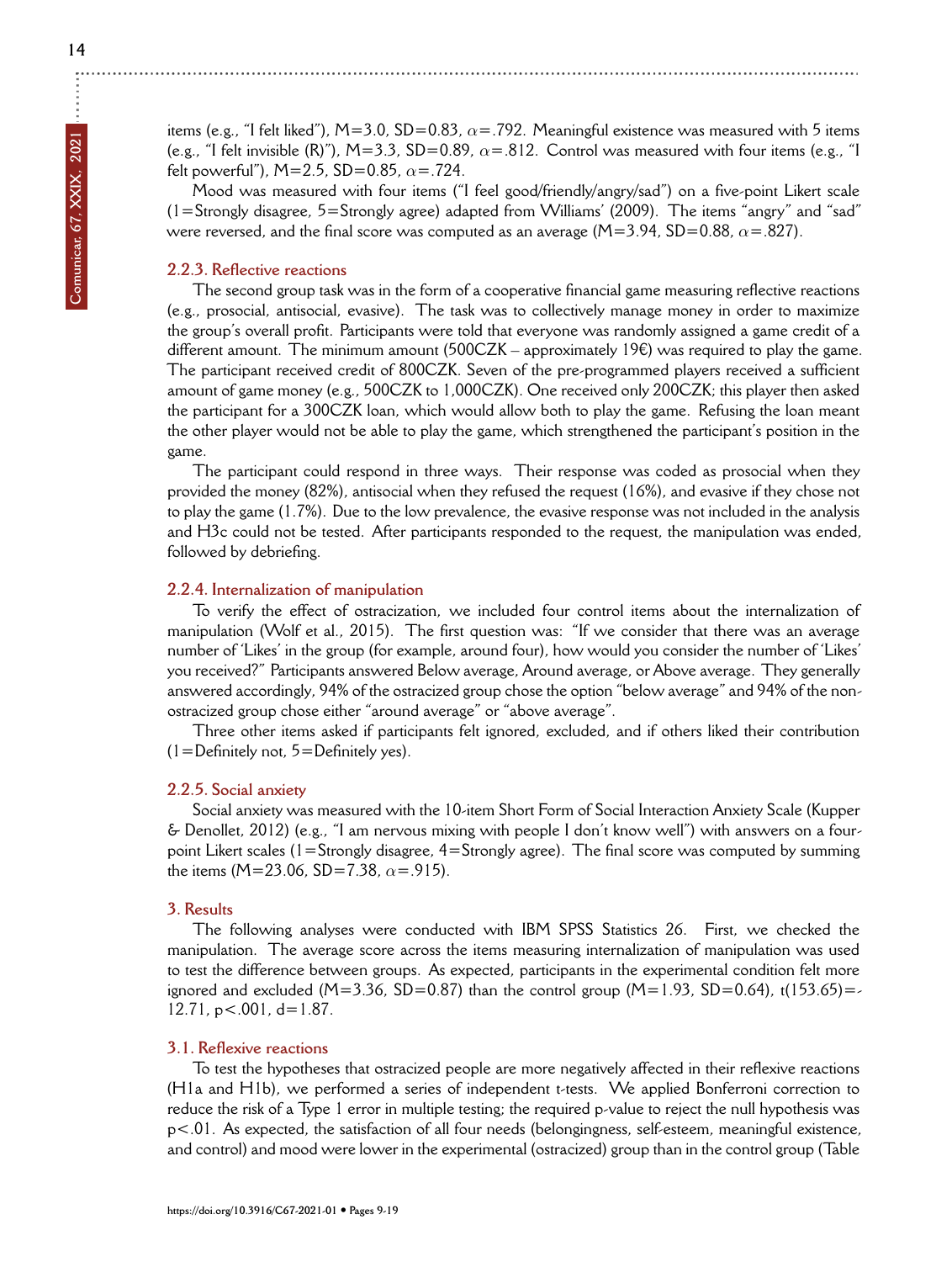items (e.g., "I felt liked"), M=3.0, SD=0.83, $\alpha$=.792. Meaningful existence was measured with 5 items (e.g., "I felt invisible (R)"), M=3.3, SD=0.89, $\alpha$=.812. Control was measured with four items (e.g., "I felt powerful"), M=2.5, SD=0.85, $\alpha$=.724.

Mood was measured with four items ("I feel good/friendly/angry/sad") on a five-point Likert scale (1=Strongly disagree, 5=Strongly agree) adapted from Williams' (2009). The items "angry" and "sad" were reversed, and the final score was computed as an average (M=3.94, SD=0.88, $\alpha$=.827).

### 2.2.3. Reflective reactions

The second group task was in the form of a cooperative financial game measuring reflective reactions (e.g., prosocial, antisocial, evasive). The task was to collectively manage money in order to maximize the group's overall profit. Participants were told that everyone was randomly assigned a game credit of a different amount. The minimum amount (500CZK – approximately 19€) was required to play the game. The participant received credit of 800CZK. Seven of the pre-programmed players received a sufficient amount of game money (e.g., 500CZK to 1,000CZK). One received only 200CZK; this player then asked the participant for a 300CZK loan, which would allow both to play the game. Refusing the loan meant the other player would not be able to play the game, which strengthened the participant's position in the game.

The participant could respond in three ways. Their response was coded as prosocial when they provided the money (82%), antisocial when they refused the request (16%), and evasive if they chose not to play the game (1.7%). Due to the low prevalence, the evasive response was not included in the analysis and H3c could not be tested. After participants responded to the request, the manipulation was ended, followed by debriefing.

### 2.2.4. Internalization of manipulation

To verify the effect of ostracization, we included four control items about the internalization of manipulation (Wolf et al., 2015). The first question was: "If we consider that there was an average number of 'Likes' in the group (for example, around four), how would you consider the number of 'Likes' you received?" Participants answered Below average, Around average, or Above average. They generally answered accordingly, 94% of the ostracized group chose the option "below average" and 94% of the non-ostracized group chose either "around average" or "above average".

Three other items asked if participants felt ignored, excluded, and if others liked their contribution (1=Definitely not, 5=Definitely yes).

### 2.2.5. Social anxiety

Social anxiety was measured with the 10-item Short Form of Social Interaction Anxiety Scale (Kupper & Denollet, 2012) (e.g., "I am nervous mixing with people I don't know well") with answers on a four-point Likert scales (1=Strongly disagree, 4=Strongly agree). The final score was computed by summing the items (M=23.06, SD=7.38, $\alpha$=.915).

## 3. Results

The following analyses were conducted with IBM SPSS Statistics 26. First, we checked the manipulation. The average score across the items measuring internalization of manipulation was used to test the difference between groups. As expected, participants in the experimental condition felt more ignored and excluded (M=3.36, SD=0.87) than the control group (M=1.93, SD=0.64), $t(153.65)=-12.71$, $p<.001$, $d=1.87$.

### 3.1. Reflexive reactions

To test the hypotheses that ostracized people are more negatively affected in their reflexive reactions (H1a and H1b), we performed a series of independent t-tests. We applied Bonferroni correction to reduce the risk of a Type 1 error in multiple testing; the required p-value to reject the null hypothesis was $p<.01$. As expected, the satisfaction of all four needs (belongingness, self-esteem, meaningful existence, and control) and mood were lower in the experimental (ostracized) group than in the control group (Table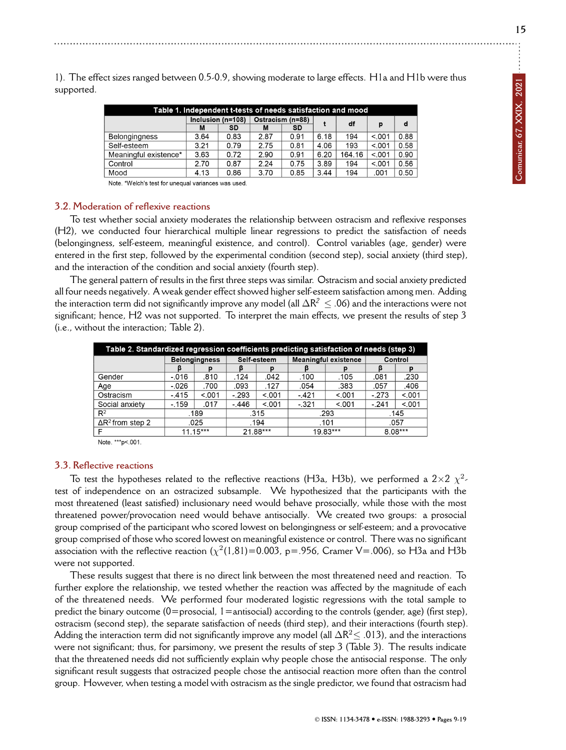1). The effect sizes ranged between 0.5-0.9, showing moderate to large effects. H1a and H1b were thus supported.

| Table 1. Independent t-tests of needs satisfaction and mood | | | | | | | | |
|---|---|---|---|---|---|---|---|---|
| | Inclusion (n=108) | | Ostracism (n=88) | | t | df | p | d |
| | M | SD | M | SD | | | | |
| Belongingness | 3.64 | 0.83 | 2.87 | 0.91 | 6.18 | 194 | <.001 | 0.88 |
| Self-esteem | 3.21 | 0.79 | 2.75 | 0.81 | 4.06 | 193 | <.001 | 0.58 |
| Meaningful existence* | 3.63 | 0.72 | 2.90 | 0.91 | 6.20 | 164.16 | <.001 | 0.90 |
| Control | 2.70 | 0.87 | 2.24 | 0.75 | 3.89 | 194 | <.001 | 0.56 |
| Mood | 4.13 | 0.86 | 3.70 | 0.85 | 3.44 | 194 | .001 | 0.50 |

Note. *Welch's test for unequal variances was used.

## 3.2. Moderation of reflexive reactions

To test whether social anxiety moderates the relationship between ostracism and reflexive responses (H2), we conducted four hierarchical multiple linear regressions to predict the satisfaction of needs (belongingness, self-esteem, meaningful existence, and control). Control variables (age, gender) were entered in the first step, followed by the experimental condition (second step), social anxiety (third step), and the interaction of the condition and social anxiety (fourth step).

The general pattern of results in the first three steps was similar. Ostracism and social anxiety predicted all four needs negatively. A weak gender effect showed higher self-esteem satisfaction among men. Adding the interaction term did not significantly improve any model (all $\Delta R^2 \leq .06$) and the interactions were not significant; hence, H2 was not supported. To interpret the main effects, we present the results of step 3 (i.e., without the interaction; Table 2).

| Table 2. Standardized regression coefficients predicting satisfaction of needs (step 3) | | | | | | | | |
|---|---|---|---|---|---|---|---|---|
| | Belongingness | | Self-esteem | | Meaningful existence | | Control | |
| | β | p | β | p | β | p | β | p |
| Gender | -.016 | .810 | .124 | .042 | .100 | .105 | .081 | .230 |
| Age | -.026 | .700 | .093 | .127 | .054 | .383 | .057 | .406 |
| Ostracism | -.415 | <.001 | -.293 | <.001 | -.421 | <.001 | -.273 | <.001 |
| Social anxiety | -.159 | .017 | -.446 | <.001 | -.321 | <.001 | -.241 | <.001 |
| $R^2$ | .189 | | .315 | | .293 | | .145 | |
| $\Delta R^2$ from step 2 | .025 | | .194 | | .101 | | .057 | |
| F | 11.15*** | | 21.88*** | | 19.83*** | | 8.08*** | |

Note. ***p<.001.

## 3.3. Reflective reactions

To test the hypotheses related to the reflective reactions (H3a, H3b), we performed a 2×2 $\chi^2$-test of independence on an ostracized subsample. We hypothesized that the participants with the most threatened (least satisfied) inclusionary need would behave prosocially, while those with the most threatened power/provocation need would behave antisocially. We created two groups: a prosocial group comprised of the participant who scored lowest on belongingness or self-esteem; and a provocative group comprised of those who scored lowest on meaningful existence or control. There was no significant association with the reflective reaction ($\chi^2(1,81)=0.003$, p=.956, Cramer V=.006), so H3a and H3b were not supported.

These results suggest that there is no direct link between the most threatened need and reaction. To further explore the relationship, we tested whether the reaction was affected by the magnitude of each of the threatened needs. We performed four moderated logistic regressions with the total sample to predict the binary outcome (0=prosocial, 1=antisocial) according to the controls (gender, age) (first step), ostracism (second step), the separate satisfaction of needs (third step), and their interactions (fourth step). Adding the interaction term did not significantly improve any model (all $\Delta R^2 \leq .013$), and the interactions were not significant; thus, for parsimony, we present the results of step 3 (Table 3). The results indicate that the threatened needs did not sufficiently explain why people chose the antisocial response. The only significant result suggests that ostracized people chose the antisocial reaction more often than the control group. However, when testing a model with ostracism as the single predictor, we found that ostracism had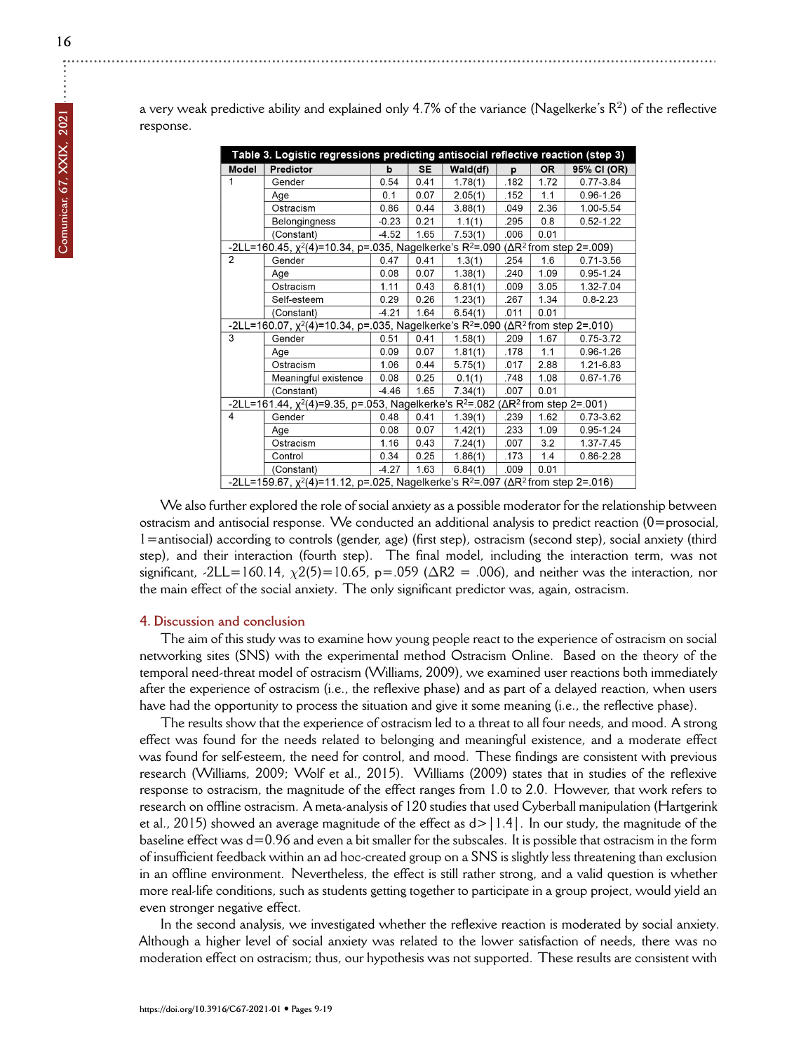a very weak predictive ability and explained only 4.7% of the variance (Nagelkerke's $R^2$) of the reflective response.

| Table 3. Logistic regressions predicting antisocial reflective reaction (step 3) | | | | | | | |
|---|---|---|---|---|---|---|---|
| **Model** | **Predictor** | **b** | **SE** | **Wald(df)** | **p** | **OR** | **95% CI (OR)** |
| 1 | Gender | 0.54 | 0.41 | 1.78(1) | .182 | 1.72 | 0.77-3.84 |
| | Age | 0.1 | 0.07 | 2.05(1) | .152 | 1.1 | 0.96-1.26 |
| | Ostracism | 0.86 | 0.44 | 3.88(1) | .049 | 2.36 | 1.00-5.54 |
| | Belongingness | -0.23 | 0.21 | 1.1(1) | .295 | 0.8 | 0.52-1.22 |
| | (Constant) | -4.52 | 1.65 | 7.53(1) | .006 | 0.01 | |
| -2LL=160.45, $\chi^2(4)$=10.34, p=.035, Nagelkerke's $R^2$=.090 ($\Delta R^2$ from step 2=.009) | | | | | | | |
| 2 | Gender | 0.47 | 0.41 | 1.3(1) | .254 | 1.6 | 0.71-3.56 |
| | Age | 0.08 | 0.07 | 1.38(1) | .240 | 1.09 | 0.95-1.24 |
| | Ostracism | 1.11 | 0.43 | 6.81(1) | .009 | 3.05 | 1.32-7.04 |
| | Self-esteem | 0.29 | 0.26 | 1.23(1) | .267 | 1.34 | 0.8-2.23 |
| | (Constant) | -4.21 | 1.64 | 6.54(1) | .011 | 0.01 | |
| -2LL=160.07, $\chi^2(4)$=10.34, p=.035, Nagelkerke's $R^2$=.090 ($\Delta R^2$ from step 2=.010) | | | | | | | |
| 3 | Gender | 0.51 | 0.41 | 1.58(1) | .209 | 1.67 | 0.75-3.72 |
| | Age | 0.09 | 0.07 | 1.81(1) | .178 | 1.1 | 0.96-1.26 |
| | Ostracism | 1.06 | 0.44 | 5.75(1) | .017 | 2.88 | 1.21-6.83 |
| | Meaningful existence | 0.08 | 0.25 | 0.1(1) | .748 | 1.08 | 0.67-1.76 |
| | (Constant) | -4.46 | 1.65 | 7.34(1) | .007 | 0.01 | |
| -2LL=161.44, $\chi^2(4)$=9.35, p=.053, Nagelkerke's $R^2$=.082 ($\Delta R^2$ from step 2=.001) | | | | | | | |
| 4 | Gender | 0.48 | 0.41 | 1.39(1) | .239 | 1.62 | 0.73-3.62 |
| | Age | 0.08 | 0.07 | 1.42(1) | .233 | 1.09 | 0.95-1.24 |
| | Ostracism | 1.16 | 0.43 | 7.24(1) | .007 | 3.2 | 1.37-7.45 |
| | Control | 0.34 | 0.25 | 1.86(1) | .173 | 1.4 | 0.86-2.28 |
| | (Constant) | -4.27 | 1.63 | 6.84(1) | .009 | 0.01 | |
| -2LL=159.67, $\chi^2(4)$=11.12, p=.025, Nagelkerke's $R^2$=.097 ($\Delta R^2$ from step 2=.016) | | | | | | | |

We also further explored the role of social anxiety as a possible moderator for the relationship between ostracism and antisocial response. We conducted an additional analysis to predict reaction (0=prosocial, 1=antisocial) according to controls (gender, age) (first step), ostracism (second step), social anxiety (third step), and their interaction (fourth step). The final model, including the interaction term, was not significant, -2LL=160.14, $\chi 2(5)$=10.65, p=.059 ($\Delta R2$ = .006), and neither was the interaction, nor the main effect of the social anxiety. The only significant predictor was, again, ostracism.

## 4. Discussion and conclusion

The aim of this study was to examine how young people react to the experience of ostracism on social networking sites (SNS) with the experimental method Ostracism Online. Based on the theory of the temporal need-threat model of ostracism (Williams, 2009), we examined user reactions both immediately after the experience of ostracism (i.e., the reflexive phase) and as part of a delayed reaction, when users have had the opportunity to process the situation and give it some meaning (i.e., the reflective phase).

The results show that the experience of ostracism led to a threat to all four needs, and mood. A strong effect was found for the needs related to belonging and meaningful existence, and a moderate effect was found for self-esteem, the need for control, and mood. These findings are consistent with previous research (Williams, 2009; Wolf et al., 2015). Williams (2009) states that in studies of the reflexive response to ostracism, the magnitude of the effect ranges from 1.0 to 2.0. However, that work refers to research on offline ostracism. A meta-analysis of 120 studies that used Cyberball manipulation (Hartgerink et al., 2015) showed an average magnitude of the effect as d>|1.4|. In our study, the magnitude of the baseline effect was d=0.96 and even a bit smaller for the subscales. It is possible that ostracism in the form of insufficient feedback within an ad hoc-created group on a SNS is slightly less threatening than exclusion in an offline environment. Nevertheless, the effect is still rather strong, and a valid question is whether more real-life conditions, such as students getting together to participate in a group project, would yield an even stronger negative effect.

In the second analysis, we investigated whether the reflexive reaction is moderated by social anxiety. Although a higher level of social anxiety was related to the lower satisfaction of needs, there was no moderation effect on ostracism; thus, our hypothesis was not supported. These results are consistent with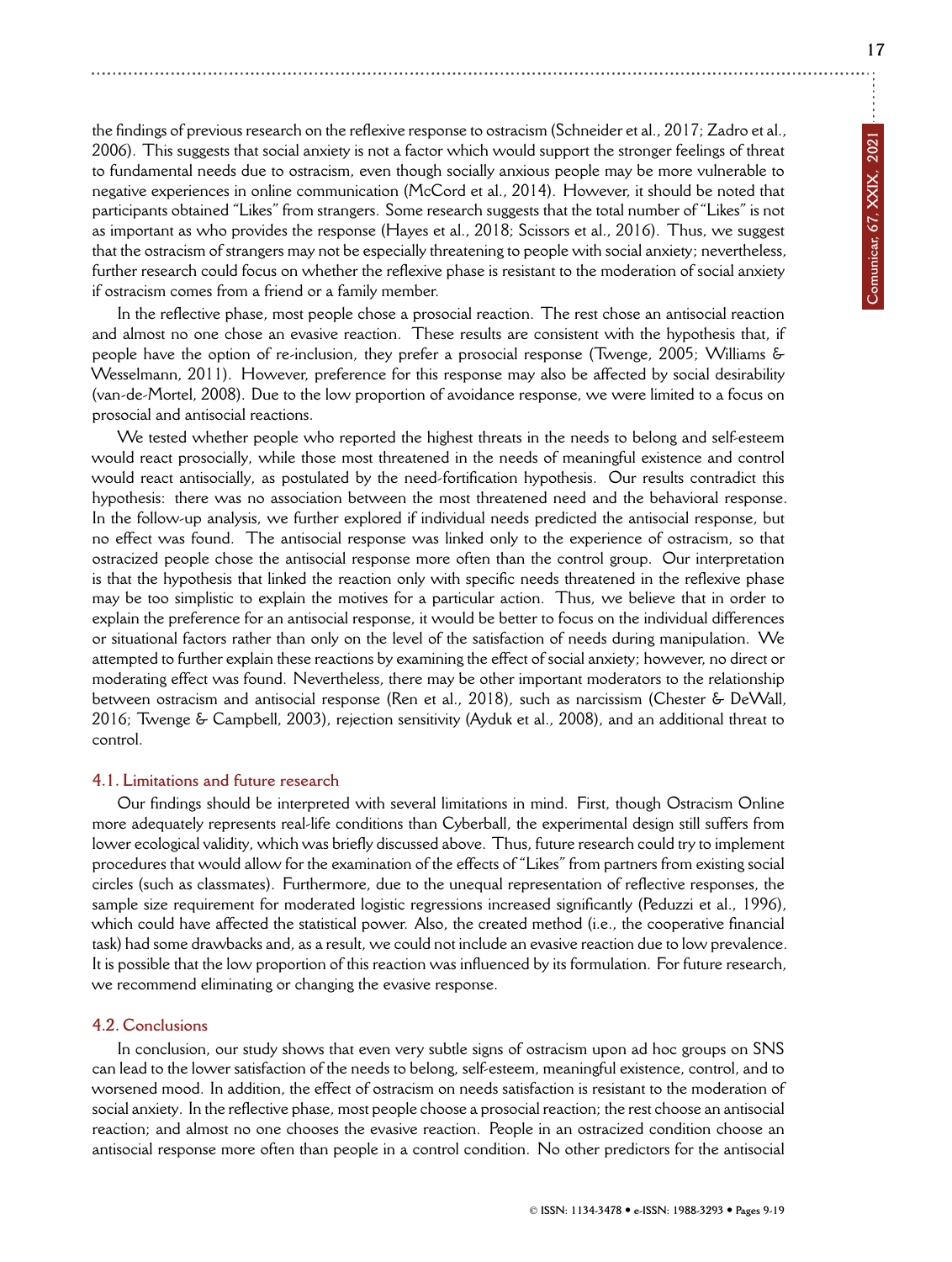the findings of previous research on the reflexive response to ostracism (Schneider et al., 2017; Zadro et al., 2006). This suggests that social anxiety is not a factor which would support the stronger feelings of threat to fundamental needs due to ostracism, even though socially anxious people may be more vulnerable to negative experiences in online communication (McCord et al., 2014). However, it should be noted that participants obtained "Likes" from strangers. Some research suggests that the total number of "Likes" is not as important as who provides the response (Hayes et al., 2018; Scissors et al., 2016). Thus, we suggest that the ostracism of strangers may not be especially threatening to people with social anxiety; nevertheless, further research could focus on whether the reflexive phase is resistant to the moderation of social anxiety if ostracism comes from a friend or a family member.

In the reflective phase, most people chose a prosocial reaction. The rest chose an antisocial reaction and almost no one chose an evasive reaction. These results are consistent with the hypothesis that, if people have the option of re-inclusion, they prefer a prosocial response (Twenge, 2005; Williams & Wesselmann, 2011). However, preference for this response may also be affected by social desirability (van-de-Mortel, 2008). Due to the low proportion of avoidance response, we were limited to a focus on prosocial and antisocial reactions.

We tested whether people who reported the highest threats in the needs to belong and self-esteem would react prosocially, while those most threatened in the needs of meaningful existence and control would react antisocially, as postulated by the need-fortification hypothesis. Our results contradict this hypothesis: there was no association between the most threatened need and the behavioral response. In the follow-up analysis, we further explored if individual needs predicted the antisocial response, but no effect was found. The antisocial response was linked only to the experience of ostracism, so that ostracized people chose the antisocial response more often than the control group. Our interpretation is that the hypothesis that linked the reaction only with specific needs threatened in the reflexive phase may be too simplistic to explain the motives for a particular action. Thus, we believe that in order to explain the preference for an antisocial response, it would be better to focus on the individual differences or situational factors rather than only on the level of the satisfaction of needs during manipulation. We attempted to further explain these reactions by examining the effect of social anxiety; however, no direct or moderating effect was found. Nevertheless, there may be other important moderators to the relationship between ostracism and antisocial response (Ren et al., 2018), such as narcissism (Chester & DeWall, 2016; Twenge & Campbell, 2003), rejection sensitivity (Ayduk et al., 2008), and an additional threat to control.

### 4.1. Limitations and future research

Our findings should be interpreted with several limitations in mind. First, though Ostracism Online more adequately represents real-life conditions than Cyberball, the experimental design still suffers from lower ecological validity, which was briefly discussed above. Thus, future research could try to implement procedures that would allow for the examination of the effects of "Likes" from partners from existing social circles (such as classmates). Furthermore, due to the unequal representation of reflective responses, the sample size requirement for moderated logistic regressions increased significantly (Peduzzi et al., 1996), which could have affected the statistical power. Also, the created method (i.e., the cooperative financial task) had some drawbacks and, as a result, we could not include an evasive reaction due to low prevalence. It is possible that the low proportion of this reaction was influenced by its formulation. For future research, we recommend eliminating or changing the evasive response.

### 4.2. Conclusions

In conclusion, our study shows that even very subtle signs of ostracism upon ad hoc groups on SNS can lead to the lower satisfaction of the needs to belong, self-esteem, meaningful existence, control, and to worsened mood. In addition, the effect of ostracism on needs satisfaction is resistant to the moderation of social anxiety. In the reflective phase, most people choose a prosocial reaction; the rest choose an antisocial reaction; and almost no one chooses the evasive reaction. People in an ostracized condition choose an antisocial response more often than people in a control condition. No other predictors for the antisocial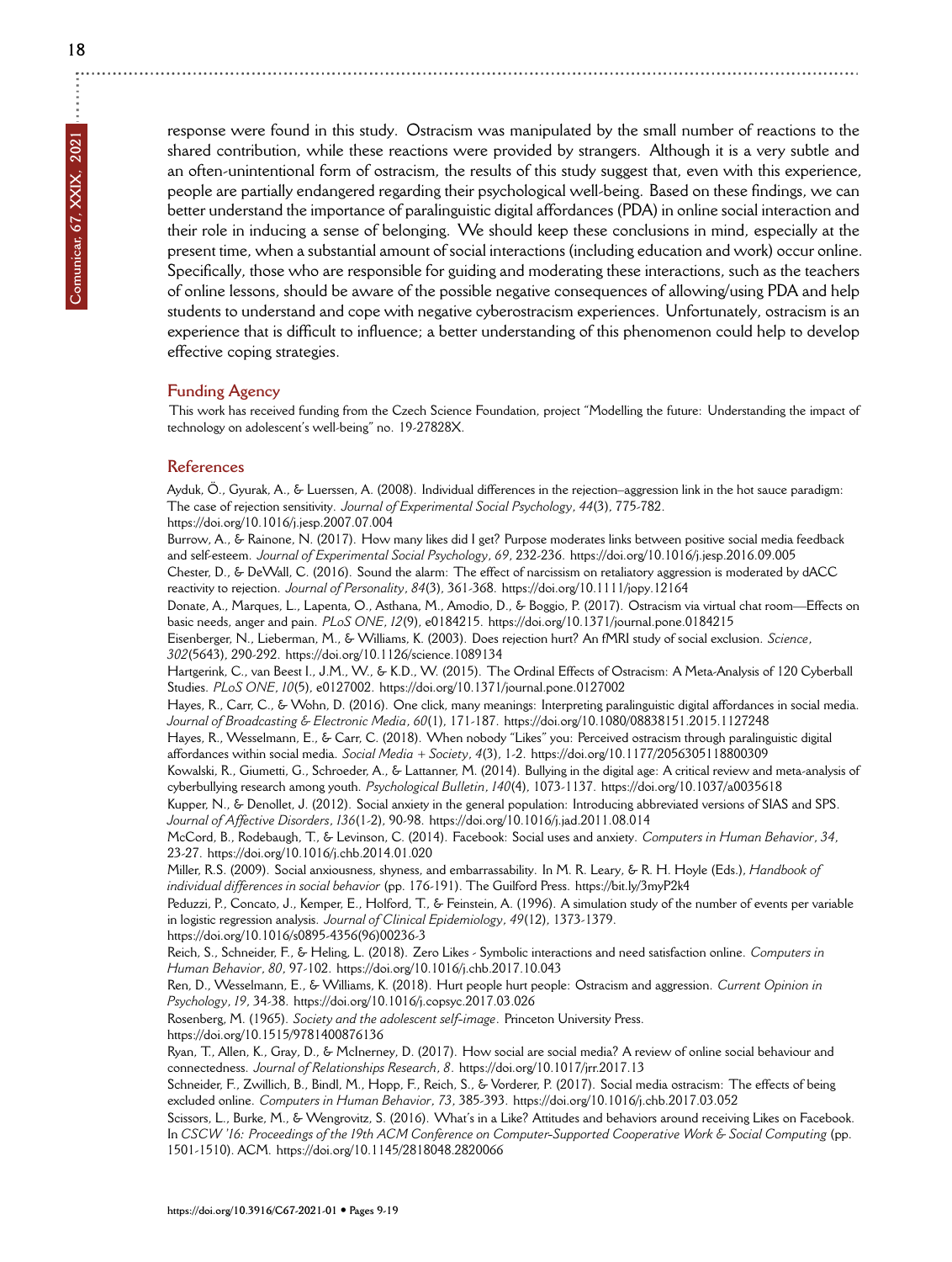response were found in this study. Ostracism was manipulated by the small number of reactions to the shared contribution, while these reactions were provided by strangers. Although it is a very subtle and an often-unintentional form of ostracism, the results of this study suggest that, even with this experience, people are partially endangered regarding their psychological well-being. Based on these findings, we can better understand the importance of paralinguistic digital affordances (PDA) in online social interaction and their role in inducing a sense of belonging. We should keep these conclusions in mind, especially at the present time, when a substantial amount of social interactions (including education and work) occur online. Specifically, those who are responsible for guiding and moderating these interactions, such as the teachers of online lessons, should be aware of the possible negative consequences of allowing/using PDA and help students to understand and cope with negative cyberostracism experiences. Unfortunately, ostracism is an experience that is difficult to influence; a better understanding of this phenomenon could help to develop effective coping strategies.

## Funding Agency

This work has received funding from the Czech Science Foundation, project "Modelling the future: Understanding the impact of technology on adolescent's well-being" no. 19-27828X.

## References

Ayduk, Ö., Gyurak, A., & Luerssen, A. (2008). Individual differences in the rejection–aggression link in the hot sauce paradigm: The case of rejection sensitivity. *Journal of Experimental Social Psychology*, *44*(3), 775-782. https://doi.org/10.1016/j.jesp.2007.07.004

Burrow, A., & Rainone, N. (2017). How many likes did I get? Purpose moderates links between positive social media feedback and self-esteem. *Journal of Experimental Social Psychology*, *69*, 232-236. https://doi.org/10.1016/j.jesp.2016.09.005

Chester, D., & DeWall, C. (2016). Sound the alarm: The effect of narcissism on retaliatory aggression is moderated by dACC reactivity to rejection. *Journal of Personality*, *84*(3), 361-368. https://doi.org/10.1111/jopy.12164

Donate, A., Marques, L., Lapenta, O., Asthana, M., Amodio, D., & Boggio, P. (2017). Ostracism via virtual chat room—Effects on basic needs, anger and pain. *PLoS ONE*, *12*(9), e0184215. https://doi.org/10.1371/journal.pone.0184215

Eisenberger, N., Lieberman, M., & Williams, K. (2003). Does rejection hurt? An fMRI study of social exclusion. *Science*, *302*(5643), 290-292. https://doi.org/10.1126/science.1089134

Hartgerink, C., van Beest I., J.M., W., & K.D., W. (2015). The Ordinal Effects of Ostracism: A Meta-Analysis of 120 Cyberball Studies. *PLoS ONE*, *10*(5), e0127002. https://doi.org/10.1371/journal.pone.0127002

Hayes, R., Carr, C., & Wohn, D. (2016). One click, many meanings: Interpreting paralinguistic digital affordances in social media. *Journal of Broadcasting & Electronic Media*, *60*(1), 171-187. https://doi.org/10.1080/08838151.2015.1127248

Hayes, R., Wesselmann, E., & Carr, C. (2018). When nobody "Likes" you: Perceived ostracism through paralinguistic digital affordances within social media. *Social Media + Society*, *4*(3), 1-2. https://doi.org/10.1177/2056305118800309

Kowalski, R., Giumetti, G., Schroeder, A., & Lattanner, M. (2014). Bullying in the digital age: A critical review and meta-analysis of cyberbullying research among youth. *Psychological Bulletin*, *140*(4), 1073-1137. https://doi.org/10.1037/a0035618

Kupper, N., & Denollet, J. (2012). Social anxiety in the general population: Introducing abbreviated versions of SIAS and SPS. *Journal of Affective Disorders*, *136*(1-2), 90-98. https://doi.org/10.1016/j.jad.2011.08.014

McCord, B., Rodebaugh, T., & Levinson, C. (2014). Facebook: Social uses and anxiety. *Computers in Human Behavior*, *34*, 23-27. https://doi.org/10.1016/j.chb.2014.01.020

Miller, R.S. (2009). Social anxiousness, shyness, and embarrassability. In M. R. Leary, & R. H. Hoyle (Eds.), *Handbook of individual differences in social behavior* (pp. 176-191). The Guilford Press. https://bit.ly/3myP2k4

Peduzzi, P., Concato, J., Kemper, E., Holford, T., & Feinstein, A. (1996). A simulation study of the number of events per variable in logistic regression analysis. *Journal of Clinical Epidemiology*, *49*(12), 1373-1379. https://doi.org/10.1016/s0895-4356(96)00236-3

Reich, S., Schneider, F., & Heling, L. (2018). Zero Likes - Symbolic interactions and need satisfaction online. *Computers in Human Behavior*, *80*, 97-102. https://doi.org/10.1016/j.chb.2017.10.043

Ren, D., Wesselmann, E., & Williams, K. (2018). Hurt people hurt people: Ostracism and aggression. *Current Opinion in Psychology*, *19*, 34-38. https://doi.org/10.1016/j.copsyc.2017.03.026

Rosenberg, M. (1965). *Society and the adolescent self-image*. Princeton University Press. https://doi.org/10.1515/9781400876136

Ryan, T., Allen, K., Gray, D., & McInerney, D. (2017). How social are social media? A review of online social behaviour and connectedness. *Journal of Relationships Research*, *8*. https://doi.org/10.1017/jrr.2017.13

Schneider, F., Zwillich, B., Bindl, M., Hopp, F., Reich, S., & Vorderer, P. (2017). Social media ostracism: The effects of being excluded online. *Computers in Human Behavior*, *73*, 385-393. https://doi.org/10.1016/j.chb.2017.03.052

Scissors, L., Burke, M., & Wengrovitz, S. (2016). What's in a Like? Attitudes and behaviors around receiving Likes on Facebook. In *CSCW '16: Proceedings of the 19th ACM Conference on Computer-Supported Cooperative Work & Social Computing* (pp. 1501-1510). ACM. https://doi.org/10.1145/2818048.2820066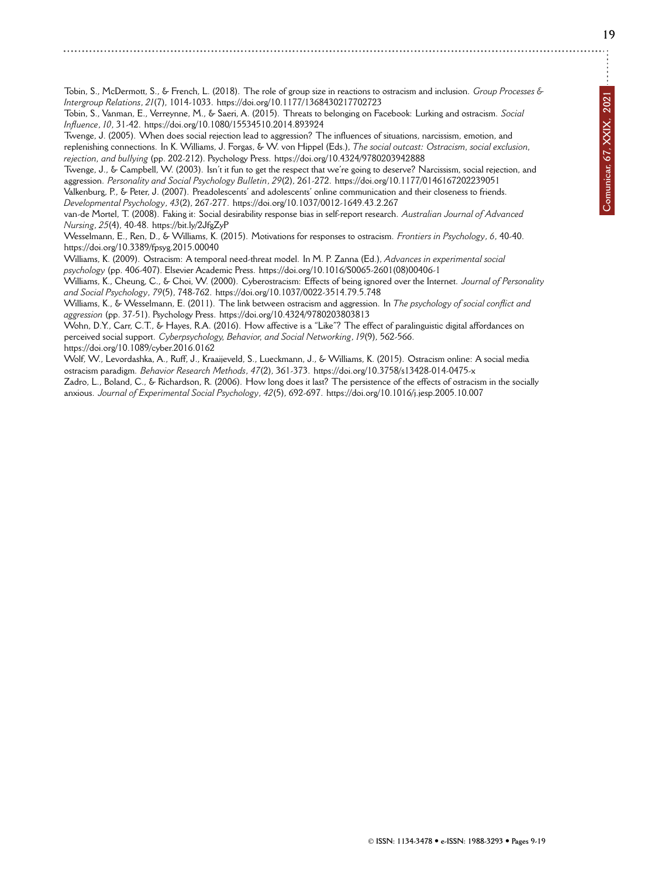Tobin, S., McDermott, S., & French, L. (2018). The role of group size in reactions to ostracism and inclusion. *Group Processes & Intergroup Relations*, *21*(7), 1014-1033. https://doi.org/10.1177/1368430217702723

Tobin, S., Vanman, E., Verreynne, M., & Saeri, A. (2015). Threats to belonging on Facebook: Lurking and ostracism. *Social Influence*, *10*, 31-42. https://doi.org/10.1080/15534510.2014.893924

Twenge, J. (2005). When does social rejection lead to aggression? The influences of situations, narcissism, emotion, and replenishing connections. In K. Williams, J. Forgas, & W. von Hippel (Eds.), *The social outcast: Ostracism, social exclusion, rejection, and bullying* (pp. 202-212). Psychology Press. https://doi.org/10.4324/9780203942888

Twenge, J., & Campbell, W. (2003). Isn't it fun to get the respect that we're going to deserve? Narcissism, social rejection, and aggression. *Personality and Social Psychology Bulletin*, *29*(2), 261-272. https://doi.org/10.1177/0146167202239051

Valkenburg, P., & Peter, J. (2007). Preadolescents' and adolescents' online communication and their closeness to friends. *Developmental Psychology*, *43*(2), 267-277. https://doi.org/10.1037/0012-1649.43.2.267

van-de Mortel, T. (2008). Faking it: Social desirability response bias in self-report research. *Australian Journal of Advanced Nursing*, *25*(4), 40-48. https://bit.ly/2JfgZyP

Wesselmann, E., Ren, D., & Williams, K. (2015). Motivations for responses to ostracism. *Frontiers in Psychology*, *6*, 40-40. https://doi.org/10.3389/fpsyg.2015.00040

Williams, K. (2009). Ostracism: A temporal need-threat model. In M. P. Zanna (Ed.), *Advances in experimental social psychology* (pp. 406-407). Elsevier Academic Press. https://doi.org/10.1016/S0065-2601(08)00406-1

Williams, K., Cheung, C., & Choi, W. (2000). Cyberostracism: Effects of being ignored over the Internet. *Journal of Personality and Social Psychology*, *79*(5), 748-762. https://doi.org/10.1037/0022-3514.79.5.748

Williams, K., & Wesselmann, E. (2011). The link between ostracism and aggression. In *The psychology of social conflict and aggression* (pp. 37-51). Psychology Press. https://doi.org/10.4324/9780203803813

Wohn, D.Y., Carr, C.T., & Hayes, R.A. (2016). How affective is a "Like"? The effect of paralinguistic digital affordances on perceived social support. *Cyberpsychology, Behavior, and Social Networking*, *19*(9), 562-566. https://doi.org/10.1089/cyber.2016.0162

Wolf, W., Levordashka, A., Ruff, J., Kraaijeveld, S., Lueckmann, J., & Williams, K. (2015). Ostracism online: A social media ostracism paradigm. *Behavior Research Methods*, *47*(2), 361-373. https://doi.org/10.3758/s13428-014-0475-x

Zadro, L., Boland, C., & Richardson, R. (2006). How long does it last? The persistence of the effects of ostracism in the socially anxious. *Journal of Experimental Social Psychology*, *42*(5), 692-697. https://doi.org/10.1016/j.jesp.2005.10.007